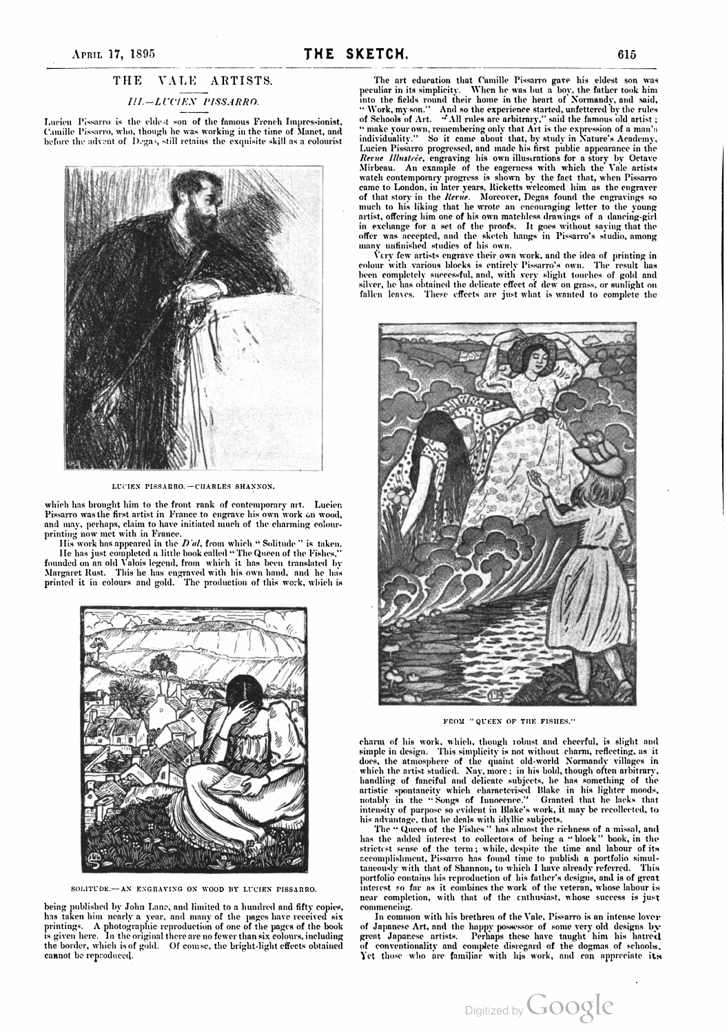# THE VALE ARTISTS.

## III.—LUCIEN PISSARRO.

Lucien Pissarro is the eldest son of the famous French Impressionist, Camille Pissarro, who, though he was working in the time of Manet, and before the advent of Degas, still retains the exquisite skill as a colourist

LUCIEN PISSARRO.—CHARLES SHANNON.

which has brought him to the front rank of contemporary art. Lucien Pissarro was the first artist in France to engrave his own work on wood, and may, perhaps, claim to have initiated much of the charming colour-printing now met with in France.

His work has appeared in the *Dial*, from which "Solitude" is taken. He has just completed a little book called "The Queen of the Fishes," founded on an old Valois legend, from which it has been translated by Margaret Rust. This he has engraved with his own hand, and he has printed it in colours and gold. The production of this work, which is

SOLITUDE.—AN ENGRAVING ON WOOD BY LUCIEN PISSARRO.

being published by John Lane, and limited to a hundred and fifty copies, has taken him nearly a year, and many of the pages have received six printings. A photographic reproduction of one of the pages of the book is given here. In the original there are no fewer than six colours, including the border, which is of gold. Of course, the bright-light effects obtained cannot be reproduced.

The art education that Camille Pissarro gave his eldest son was peculiar in its simplicity. When he was but a boy, the father took him into the fields round their home in the heart of Normandy, and said, "Work, my son." And so the experience started, unfettered by the rules of Schools of Art. "All rules are arbitrary," said the famous old artist; "make your own, remembering only that Art is the expression of a man's individuality." So it came about that, by study in Nature's Academy, Lucien Pissarro progressed, and made his first public appearance in the *Revue Illustrée*, engraving his own illustrations for a story by Octave Mirbeau. An example of the eagerness with which the Vale artists watch contemporary progress is shown by the fact that, when Pissarro came to London, in later years, Ricketts welcomed him as the engraver of that story in the *Revue*. Moreover, Degas found the engravings so much to his liking that he wrote an encouraging letter to the young artist, offering him one of his own matchless drawings of a dancing-girl in exchange for a set of the proofs. It goes without saying that the offer was accepted, and the sketch hangs in Pissarro's studio, among many unfinished studies of his own.

Very few artists engrave their own work, and the idea of printing in colour with various blocks is entirely Pissarro's own. The result has been completely successful, and, with very slight touches of gold and silver, he has obtained the delicate effect of dew on grass, or sunlight on fallen leaves. These effects are just what is wanted to complete the

FROM "QUEEN OF THE FISHES."

charm of his work, which, though robust and cheerful, is slight and simple in design. This simplicity is not without charm, reflecting, as it does, the atmosphere of the quaint old-world Normandy villages in which the artist studied. Nay, more: in his bold, though often arbitrary, handling of fanciful and delicate subjects, he has something of the artistic spontaneity which characterised Blake in his lighter moods, notably in the "Songs of Innocence." Granted that he lacks that intensity of purpose so evident in Blake's work, it may be recollected, to his advantage, that he deals with idyllic subjects.

The "Queen of the Fishes" has almost the richness of a missal, and has the added interest to collectors of being a "block" book, in the strictest sense of the term; while, despite the time and labour of its accomplishment, Pissarro has found time to publish a portfolio simultaneously with that of Shannon, to which I have already referred. This portfolio contains his reproduction of his father's designs, and is of great interest so far as it combines the work of the veteran, whose labour is near completion, with that of the enthusiast, whose success is just commencing.

In common with his brethren of the Vale, Pissarro is an intense lover of Japanese Art, and the happy possessor of some very old designs by great Japanese artists. Perhaps these have taught him his hatred of conventionality and complete disregard of the dogmas of schools. Yet those who are familiar with his work, and can appreciate its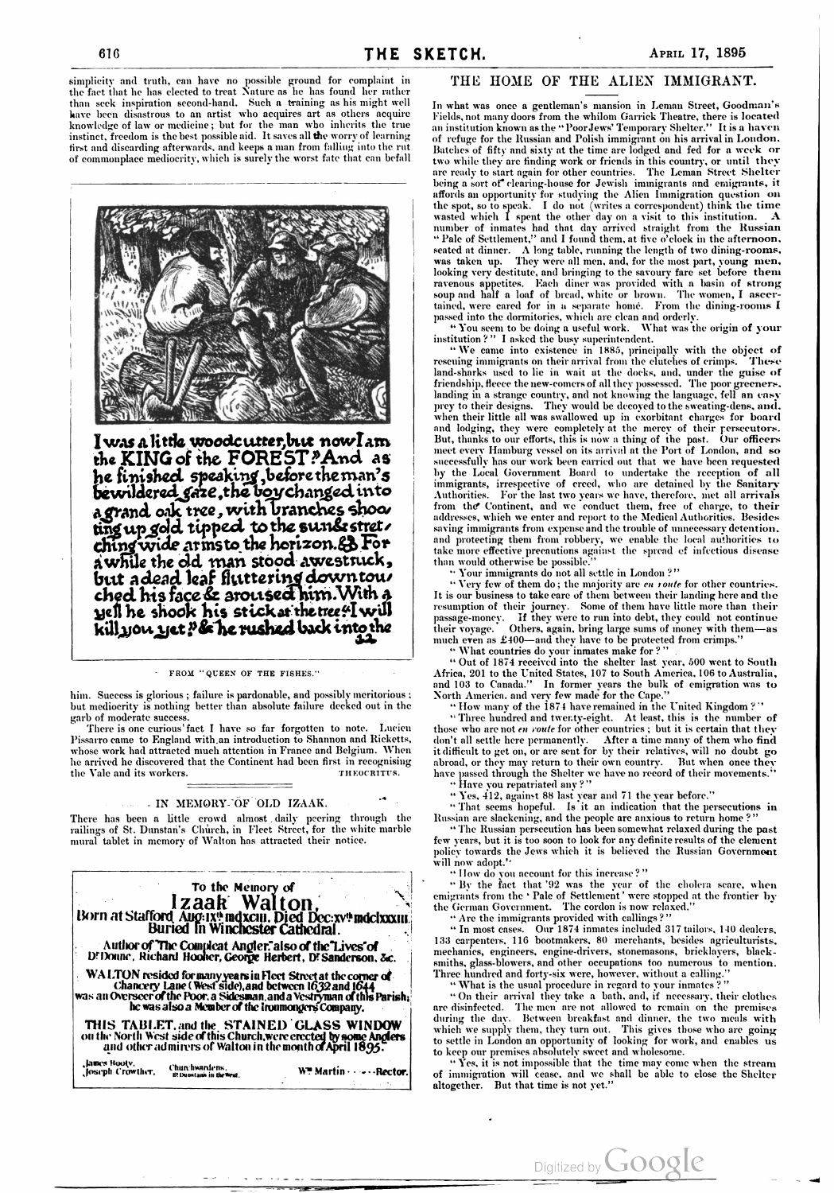simplicity and truth, can have no possible ground for complaint in the fact that he has elected to treat Nature as he has found her rather than seek inspiration second-hand. Such a training as his might well have been disastrous to an artist who acquires art as others acquire knowledge of law or medicine; but for the man who inherits the true instinct, freedom is the best possible aid. It saves all the worry of learning first and discarding afterwards, and keeps a man from falling into the rut of commonplace mediocrity, which is surely the worst fate that can befall

I was a little woodcutter, but now I am the KING of the FOREST? And as he finished speaking, before the man's bewildered gaze, the boy changed into a grand oak tree, with branches shooting up gold tipped to the sun & stretching wide arms to the horizon. For a while the old man stood awestruck, but a dead leaf fluttering down touched his face & aroused him. With a yell he shook his stick at the tree "I will kill you yet" & he rushed back into the

12

FROM "QUEEN OF THE FISHES."

him. Success is glorious; failure is pardonable, and possibly meritorious; but mediocrity is nothing better than absolute failure decked out in the garb of moderate success.

There is one curious fact I have so far forgotten to note. Lucien Pissarro came to England with an introduction to Shannon and Ricketts, whose work had attracted much attention in France and Belgium. When he arrived he discovered that the Continent had been first in recognising the Vale and its workers.

THEOCRITUS.

## IN MEMORY OF OLD IZAAK.

There has been a little crowd almost daily peering through the railings of St. Dunstan's Church, in Fleet Street, for the white marble mural tablet in memory of Walton has attracted their notice.

To the Memory of
**Izaak Walton,**
Born at Stafford Aug: IXth mdxcIII. Died Dec: XVth mdclxxxIII.
Buried in Winchester Cathedral.

Author of "The Compleat Angler," also of the "Lives" of Dr Donne, Richard Hooker, George Herbert, Dr Sanderson, &c.

WALTON resided for many years in Fleet Street at the corner of Chancery Lane (West side), and between 1632 and 1644 was an Overseer of the Poor, a Sidesman, and a Vestryman of this Parish; he was also a Member of the Ironmongers Company.

THIS TABLET, and the STAINED GLASS WINDOW on the North West side of this Church, were erected by some Anglers and other admirers of Walton in the month of April 1895.

James Booty, Joseph Crowther, Churchwardens. St Dunstan's in the West. Wm Martin . . . . Rector.

## THE HOME OF THE ALIEN IMMIGRANT.

In what was once a gentleman's mansion in Leman Street, Goodman's Fields, not many doors from the whilom Garrick Theatre, there is located an institution known as the "Poor Jews' Temporary Shelter." It is a haven of refuge for the Russian and Polish immigrant on his arrival in London. Batches of fifty and sixty at the time are lodged and fed for a week or two while they are finding work or friends in this country, or until they are ready to start again for other countries. The Leman Street Shelter being a sort of clearing-house for Jewish immigrants and emigrants, it affords an opportunity for studying the Alien Immigration question on the spot, so to speak. I do not (writes a correspondent) think the time wasted which I spent the other day on a visit to this institution. A number of inmates had that day arrived straight from the Russian "Pale of Settlement," and I found them, at five o'clock in the afternoon, seated at dinner. A long table, running the length of two dining-rooms, was taken up. They were all men, and, for the most part, young men, looking very destitute, and bringing to the savoury fare set before them ravenous appetites. Each diner was provided with a basin of strong soup and half a loaf of bread, white or brown. The women, I ascertained, were cared for in a separate home. From the dining-rooms I passed into the dormitories, which are clean and orderly.

"You seem to be doing a useful work. What was the origin of your institution?" I asked the busy superintendent.

"We came into existence in 1885, principally with the object of rescuing immigrants on their arrival from the clutches of crimps. These land-sharks used to lie in wait at the docks, and, under the guise of friendship, fleece the new-comers of all they possessed. The poor greeners, landing in a strange country, and not knowing the language, fell an easy prey to their designs. They would be decoyed to the sweating-dens, and, when their little all was swallowed up in exorbitant charges for board and lodging, they were completely at the mercy of their persecutors. But, thanks to our efforts, this is now a thing of the past. Our officers meet every Hamburg vessel on its arrival at the Port of London, and so successfully has our work been carried out that we have been requested by the Local Government Board to undertake the reception of all immigrants, irrespective of creed, who are detained by the Sanitary Authorities. For the last two years we have, therefore, met all arrivals from the Continent, and we conduct them, free of charge, to their addresses, which we enter and report to the Medical Authorities. Besides saving immigrants from expense and the trouble of unnecessary detention, and protecting them from robbery, we enable the local authorities to take more effective precautions against the spread of infectious disease than would otherwise be possible."

"Your immigrants do not all settle in London?"

"Very few of them do; the majority are *en route* for other countries. It is our business to take care of them between their landing here and the resumption of their journey. Some of them have little more than their passage-money. If they were to run into debt, they could not continue their voyage. Others, again, bring large sums of money with them—as much even as £400—and they have to be protected from crimps."

"What countries do your inmates make for?"

"Out of 1874 received into the shelter last year, 500 went to South Africa, 201 to the United States, 107 to South America, 106 to Australia, and 103 to Canada." In former years the bulk of emigration was to North America, and very few made for the Cape."

"How many of the 1874 have remained in the United Kingdom?"

"Three hundred and twenty-eight. At least, this is the number of those who are not *en route* for other countries; but it is certain that they don't all settle here permanently. After a time many of them who find it difficult to get on, or are sent for by their relatives, will no doubt go abroad, or they may return to their own country. But when once they have passed through the Shelter we have no record of their movements."

"Have you repatriated any?"

"Yes, 412, against 88 last year and 71 the year before."

"That seems hopeful. Is it an indication that the persecutions in Russian are slackening, and the people are anxious to return home?"

"The Russian persecution has been somewhat relaxed during the past few years, but it is too soon to look for any definite results of the clement policy towards the Jews which it is believed the Russian Government will now adopt."

"How do you account for this increase?"

"By the fact that '92 was the year of the cholera scare, when emigrants from the 'Pale of Settlement' were stopped at the frontier by the German Government. The cordon is now relaxed."

"Are the immigrants provided with callings?"

"In most cases. Our 1874 inmates included 317 tailors, 140 dealers, 133 carpenters, 116 bootmakers, 80 merchants, besides agriculturists, mechanics, engineers, engine-drivers, stonemasons, bricklayers, blacksmiths, glass-blowers, and other occupations too numerous to mention. Three hundred and forty-six were, however, without a calling."

"What is the usual procedure in regard to your inmates?"

"On their arrival they take a bath, and, if necessary, their clothes are disinfected. The men are not allowed to remain on the premises during the day. Between breakfast and dinner, the two meals with which we supply them, they turn out. This gives those who are going to settle in London an opportunity of looking for work, and enables us to keep our premises absolutely sweet and wholesome."

"Yes, it is not impossible that the time may come when the stream of immigration will cease, and we shall be able to close the Shelter altogether. But that time is not yet."